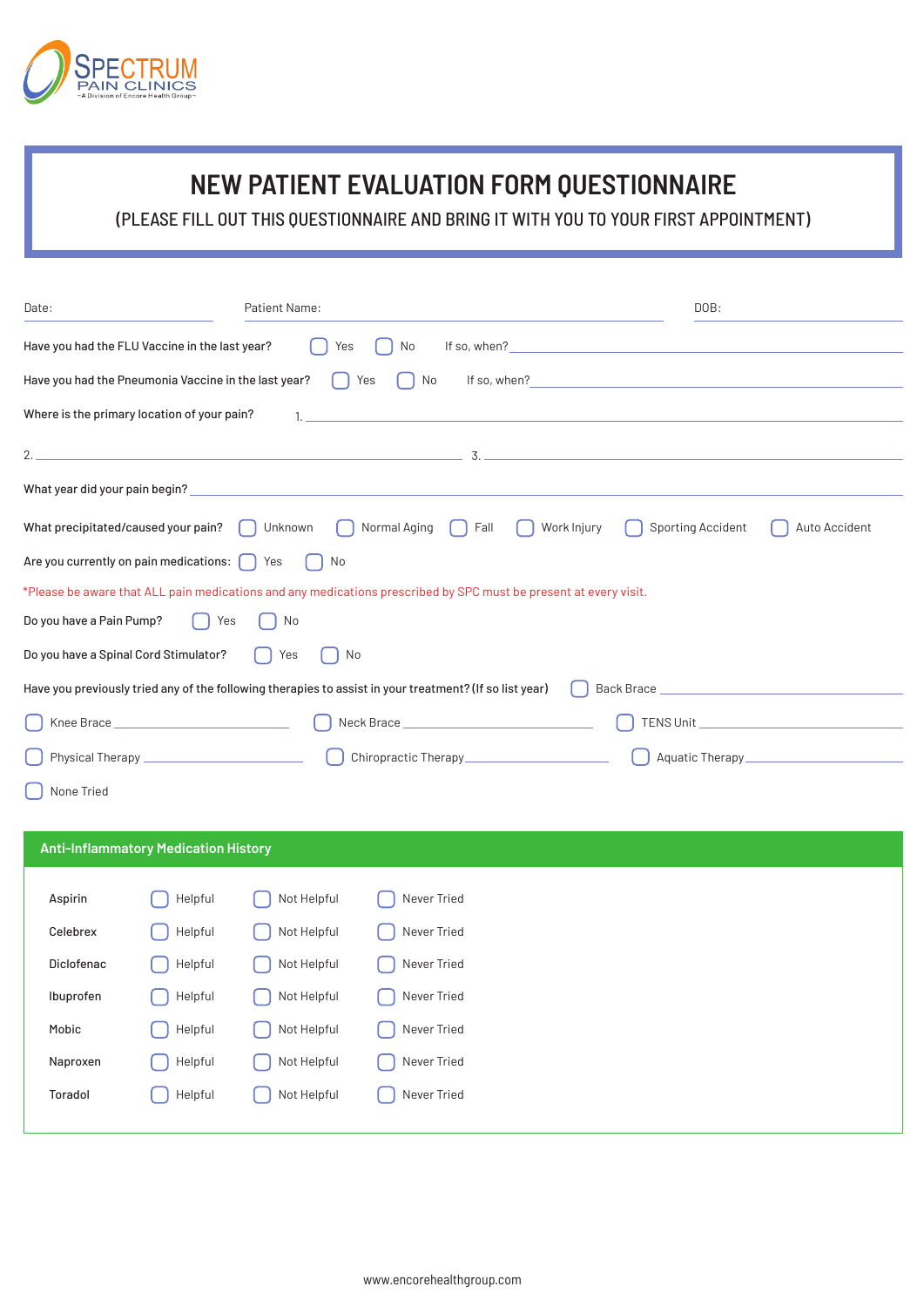SPECTRUM PAIN CLINICS
~A Division of Encore Health Group~

# NEW PATIENT EVALUATION FORM QUESTIONNAIRE

(PLEASE FILL OUT THIS QUESTIONNAIRE AND BRING IT WITH YOU TO YOUR FIRST APPOINTMENT)

Date: ____________ Patient Name: ______________________________ DOB: ____________

Have you had the FLU Vaccine in the last year? ☐ Yes ☐ No If so, when? ____________

Have you had the Pneumonia Vaccine in the last year? ☐ Yes ☐ No If so, when? ____________

Where is the primary location of your pain? 1. ____________

2. ____________ 3. ____________

What year did your pain begin? ____________

What precipitated/caused your pain? ☐ Unknown ☐ Normal Aging ☐ Fall ☐ Work Injury ☐ Sporting Accident ☐ Auto Accident

Are you currently on pain medications: ☐ Yes ☐ No

*Please be aware that ALL pain medications and any medications prescribed by SPC must be present at every visit.

Do you have a Pain Pump? ☐ Yes ☐ No

Do you have a Spinal Cord Stimulator? ☐ Yes ☐ No

Have you previously tried any of the following therapies to assist in your treatment? (If so list year) ☐ Back Brace ____________

☐ Knee Brace ____________ ☐ Neck Brace ____________ ☐ TENS Unit ____________

☐ Physical Therapy ____________ ☐ Chiropractic Therapy ____________ ☐ Aquatic Therapy ____________

☐ None Tried

## Anti-Inflammatory Medication History

| Medication | | | |
|---|---|---|---|
| Aspirin | ☐ Helpful | ☐ Not Helpful | ☐ Never Tried |
| Celebrex | ☐ Helpful | ☐ Not Helpful | ☐ Never Tried |
| Diclofenac | ☐ Helpful | ☐ Not Helpful | ☐ Never Tried |
| Ibuprofen | ☐ Helpful | ☐ Not Helpful | ☐ Never Tried |
| Mobic | ☐ Helpful | ☐ Not Helpful | ☐ Never Tried |
| Naproxen | ☐ Helpful | ☐ Not Helpful | ☐ Never Tried |
| Toradol | ☐ Helpful | ☐ Not Helpful | ☐ Never Tried |

www.encorehealthgroup.com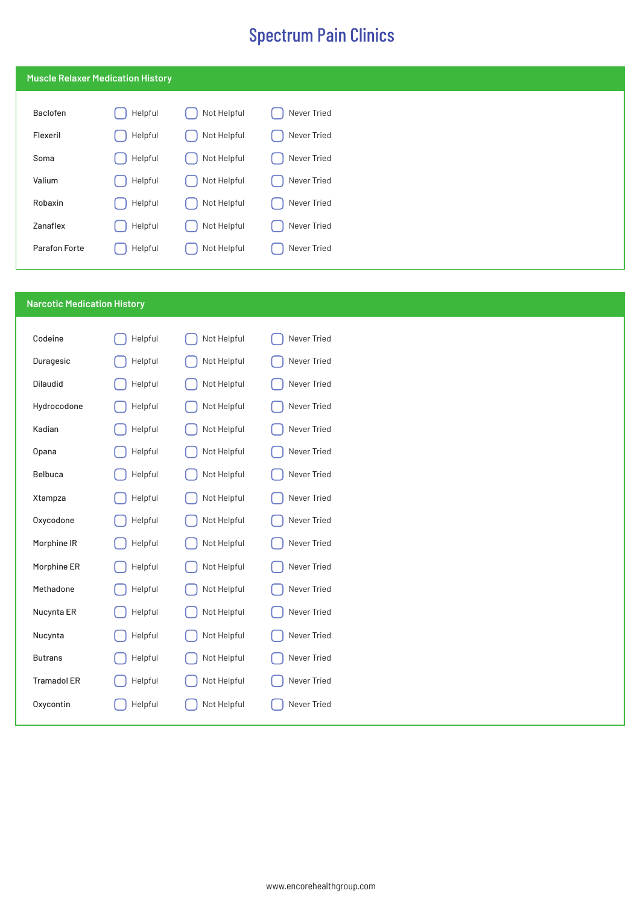# Spectrum Pain Clinics

## Muscle Relaxer Medication History

| Medication | | | |
|---|---|---|---|
| Baclofen | ☐ Helpful | ☐ Not Helpful | ☐ Never Tried |
| Flexeril | ☐ Helpful | ☐ Not Helpful | ☐ Never Tried |
| Soma | ☐ Helpful | ☐ Not Helpful | ☐ Never Tried |
| Valium | ☐ Helpful | ☐ Not Helpful | ☐ Never Tried |
| Robaxin | ☐ Helpful | ☐ Not Helpful | ☐ Never Tried |
| Zanaflex | ☐ Helpful | ☐ Not Helpful | ☐ Never Tried |
| Parafon Forte | ☐ Helpful | ☐ Not Helpful | ☐ Never Tried |

## Narcotic Medication History

| Medication | | | |
|---|---|---|---|
| Codeine | ☐ Helpful | ☐ Not Helpful | ☐ Never Tried |
| Duragesic | ☐ Helpful | ☐ Not Helpful | ☐ Never Tried |
| Dilaudid | ☐ Helpful | ☐ Not Helpful | ☐ Never Tried |
| Hydrocodone | ☐ Helpful | ☐ Not Helpful | ☐ Never Tried |
| Kadian | ☐ Helpful | ☐ Not Helpful | ☐ Never Tried |
| Opana | ☐ Helpful | ☐ Not Helpful | ☐ Never Tried |
| Belbuca | ☐ Helpful | ☐ Not Helpful | ☐ Never Tried |
| Xtampza | ☐ Helpful | ☐ Not Helpful | ☐ Never Tried |
| Oxycodone | ☐ Helpful | ☐ Not Helpful | ☐ Never Tried |
| Morphine IR | ☐ Helpful | ☐ Not Helpful | ☐ Never Tried |
| Morphine ER | ☐ Helpful | ☐ Not Helpful | ☐ Never Tried |
| Methadone | ☐ Helpful | ☐ Not Helpful | ☐ Never Tried |
| Nucynta ER | ☐ Helpful | ☐ Not Helpful | ☐ Never Tried |
| Nucynta | ☐ Helpful | ☐ Not Helpful | ☐ Never Tried |
| Butrans | ☐ Helpful | ☐ Not Helpful | ☐ Never Tried |
| Tramadol ER | ☐ Helpful | ☐ Not Helpful | ☐ Never Tried |
| Oxycontin | ☐ Helpful | ☐ Not Helpful | ☐ Never Tried |

www.encorehealthgroup.com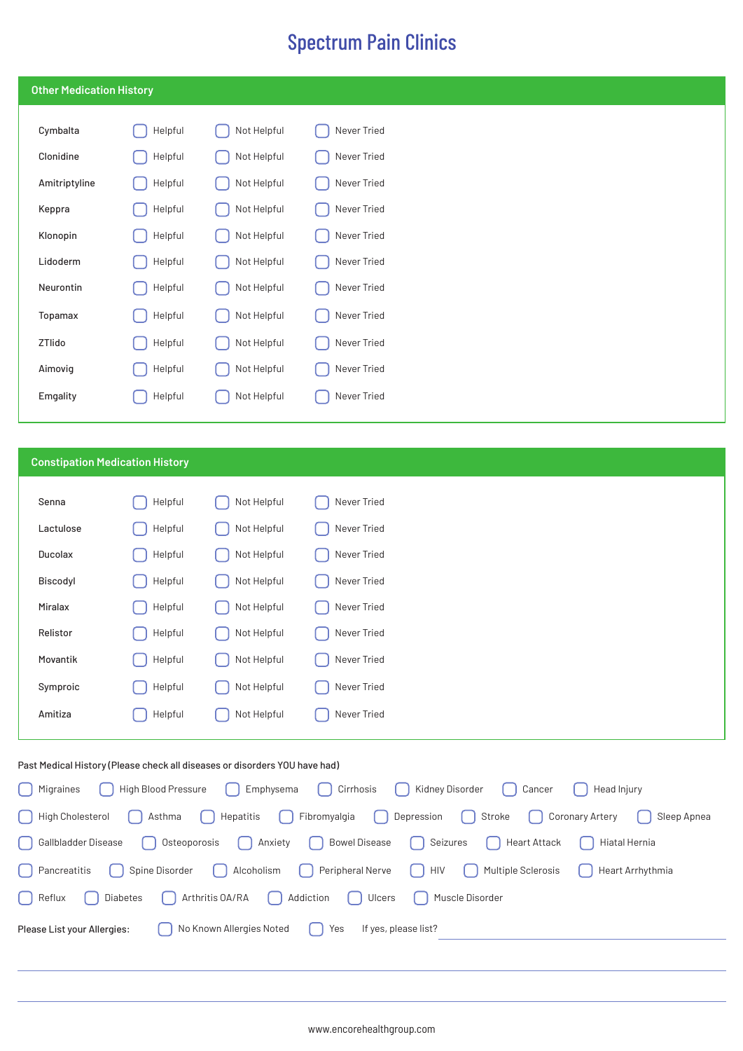# Spectrum Pain Clinics

## Other Medication History

| Medication | | | |
|---|---|---|---|
| Cymbalta | ☐ Helpful | ☐ Not Helpful | ☐ Never Tried |
| Clonidine | ☐ Helpful | ☐ Not Helpful | ☐ Never Tried |
| Amitriptyline | ☐ Helpful | ☐ Not Helpful | ☐ Never Tried |
| Keppra | ☐ Helpful | ☐ Not Helpful | ☐ Never Tried |
| Klonopin | ☐ Helpful | ☐ Not Helpful | ☐ Never Tried |
| Lidoderm | ☐ Helpful | ☐ Not Helpful | ☐ Never Tried |
| Neurontin | ☐ Helpful | ☐ Not Helpful | ☐ Never Tried |
| Topamax | ☐ Helpful | ☐ Not Helpful | ☐ Never Tried |
| ZTlido | ☐ Helpful | ☐ Not Helpful | ☐ Never Tried |
| Aimovig | ☐ Helpful | ☐ Not Helpful | ☐ Never Tried |
| Emgality | ☐ Helpful | ☐ Not Helpful | ☐ Never Tried |

## Constipation Medication History

| Medication | | | |
|---|---|---|---|
| Senna | ☐ Helpful | ☐ Not Helpful | ☐ Never Tried |
| Lactulose | ☐ Helpful | ☐ Not Helpful | ☐ Never Tried |
| Ducolax | ☐ Helpful | ☐ Not Helpful | ☐ Never Tried |
| Biscodyl | ☐ Helpful | ☐ Not Helpful | ☐ Never Tried |
| Miralax | ☐ Helpful | ☐ Not Helpful | ☐ Never Tried |
| Relistor | ☐ Helpful | ☐ Not Helpful | ☐ Never Tried |
| Movantik | ☐ Helpful | ☐ Not Helpful | ☐ Never Tried |
| Symproic | ☐ Helpful | ☐ Not Helpful | ☐ Never Tried |
| Amitiza | ☐ Helpful | ☐ Not Helpful | ☐ Never Tried |

Past Medical History (Please check all diseases or disorders YOU have had)

☐ Migraines ☐ High Blood Pressure ☐ Emphysema ☐ Cirrhosis ☐ Kidney Disorder ☐ Cancer ☐ Head Injury

☐ High Cholesterol ☐ Asthma ☐ Hepatitis ☐ Fibromyalgia ☐ Depression ☐ Stroke ☐ Coronary Artery ☐ Sleep Apnea

☐ Gallbladder Disease ☐ Osteoporosis ☐ Anxiety ☐ Bowel Disease ☐ Seizures ☐ Heart Attack ☐ Hiatal Hernia

☐ Pancreatitis ☐ Spine Disorder ☐ Alcoholism ☐ Peripheral Nerve ☐ HIV ☐ Multiple Sclerosis ☐ Heart Arrhythmia

☐ Reflux ☐ Diabetes ☐ Arthritis OA/RA ☐ Addiction ☐ Ulcers ☐ Muscle Disorder

Please List your Allergies: ☐ No Known Allergies Noted ☐ Yes If yes, please list? ______________________

______________________________________________

______________________________________________

www.encorehealthgroup.com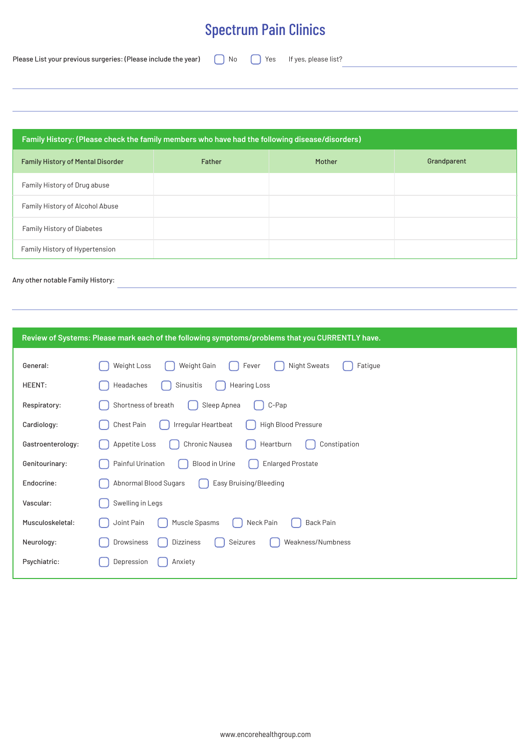# Spectrum Pain Clinics

Please List your previous surgeries: (Please include the year) ☐ No ☐ Yes If yes, please list? ____________________

______________________________________________

______________________________________________

## Family History: (Please check the family members who have had the following disease/disorders)

| Family History of Mental Disorder | Father | Mother | Grandparent |
|---|---|---|---|
| Family History of Drug abuse | | | |
| Family History of Alcohol Abuse | | | |
| Family History of Diabetes | | | |
| Family History of Hypertension | | | |

Any other notable Family History: ____________________

______________________________________________

## Review of Systems: Please mark each of the following symptoms/problems that you CURRENTLY have.

**General:** ☐ Weight Loss ☐ Weight Gain ☐ Fever ☐ Night Sweats ☐ Fatigue

**HEENT:** ☐ Headaches ☐ Sinusitis ☐ Hearing Loss

**Respiratory:** ☐ Shortness of breath ☐ Sleep Apnea ☐ C-Pap

**Cardiology:** ☐ Chest Pain ☐ Irregular Heartbeat ☐ High Blood Pressure

**Gastroenterology:** ☐ Appetite Loss ☐ Chronic Nausea ☐ Heartburn ☐ Constipation

**Genitourinary:** ☐ Painful Urination ☐ Blood in Urine ☐ Enlarged Prostate

**Endocrine:** ☐ Abnormal Blood Sugars ☐ Easy Bruising/Bleeding

**Vascular:** ☐ Swelling in Legs

**Musculoskeletal:** ☐ Joint Pain ☐ Muscle Spasms ☐ Neck Pain ☐ Back Pain

**Neurology:** ☐ Drowsiness ☐ Dizziness ☐ Seizures ☐ Weakness/Numbness

**Psychiatric:** ☐ Depression ☐ Anxiety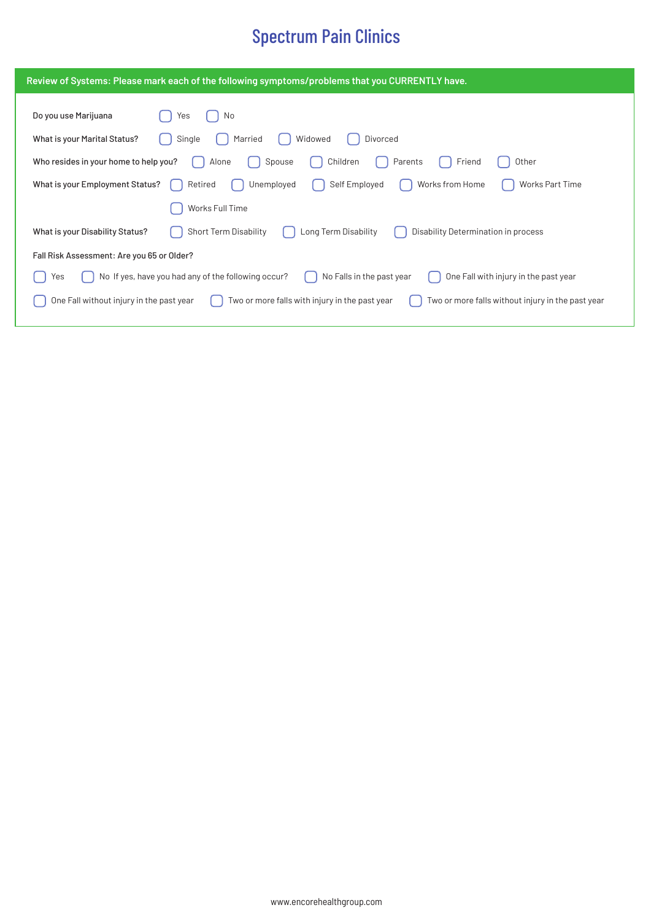# Spectrum Pain Clinics

**Review of Systems: Please mark each of the following symptoms/problems that you CURRENTLY have.**

Do you use Marijuana
- [ ] Yes
- [ ] No

What is your Marital Status?
- [ ] Single
- [ ] Married
- [ ] Widowed
- [ ] Divorced

Who resides in your home to help you?
- [ ] Alone
- [ ] Spouse
- [ ] Children
- [ ] Parents
- [ ] Friend
- [ ] Other

What is your Employment Status?
- [ ] Retired
- [ ] Unemployed
- [ ] Self Employed
- [ ] Works from Home
- [ ] Works Part Time
- [ ] Works Full Time

What is your Disability Status?
- [ ] Short Term Disability
- [ ] Long Term Disability
- [ ] Disability Determination in process

Fall Risk Assessment: Are you 65 or Older?
- [ ] Yes
- [ ] No

If yes, have you had any of the following occur?
- [ ] No Falls in the past year
- [ ] One Fall with injury in the past year
- [ ] One Fall without injury in the past year
- [ ] Two or more falls with injury in the past year
- [ ] Two or more falls without injury in the past year

www.encorehealthgroup.com